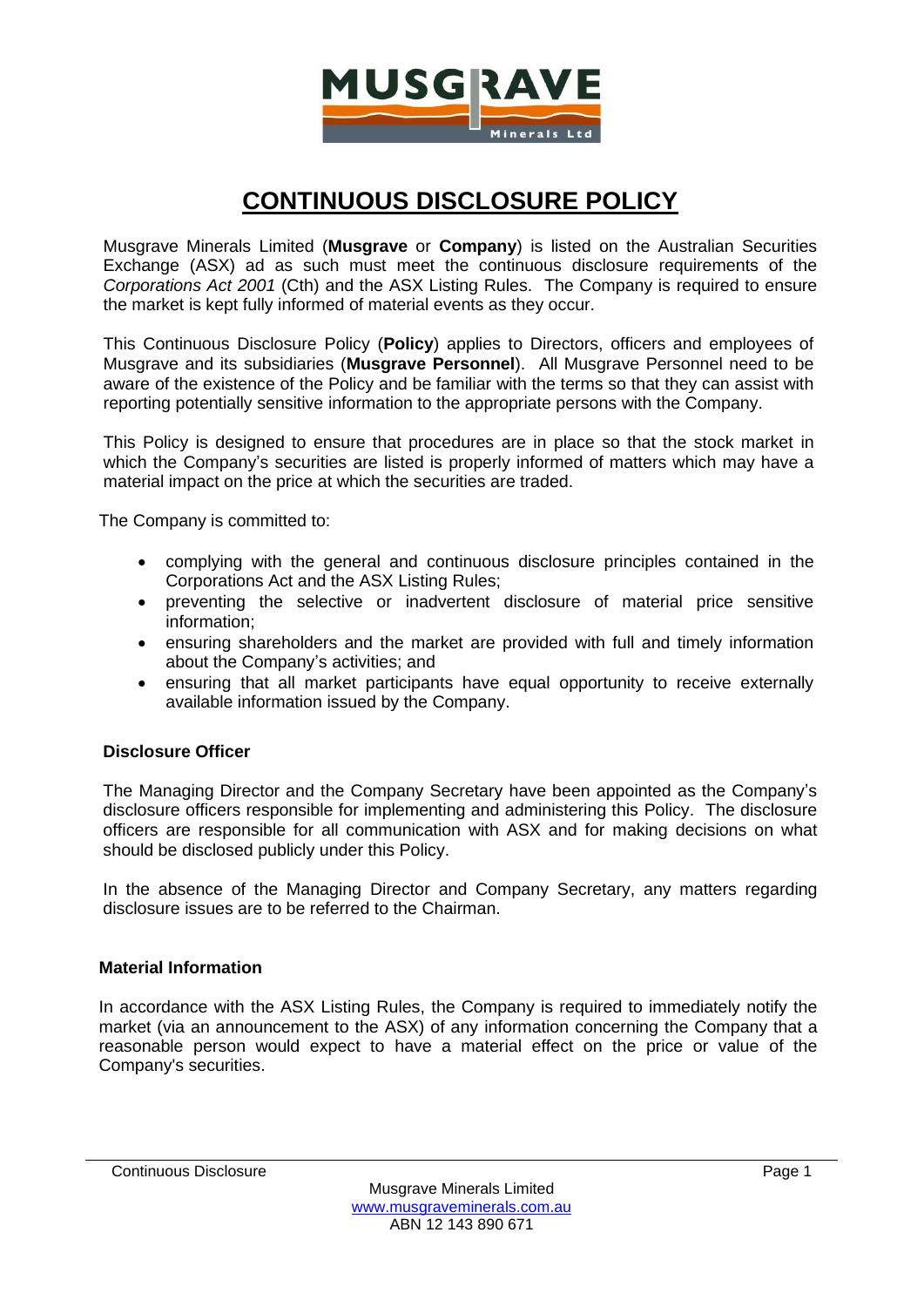# CONTINUOUS DISCLOSURE POLICY

Musgrave Minerals Limited (**Musgrave** or **Company**) is listed on the Australian Securities Exchange (ASX) ad as such must meet the continuous disclosure requirements of the *Corporations Act 2001* (Cth) and the ASX Listing Rules. The Company is required to ensure the market is kept fully informed of material events as they occur.

This Continuous Disclosure Policy (**Policy**) applies to Directors, officers and employees of Musgrave and its subsidiaries (**Musgrave Personnel**). All Musgrave Personnel need to be aware of the existence of the Policy and be familiar with the terms so that they can assist with reporting potentially sensitive information to the appropriate persons with the Company.

This Policy is designed to ensure that procedures are in place so that the stock market in which the Company's securities are listed is properly informed of matters which may have a material impact on the price at which the securities are traded.

The Company is committed to:

- complying with the general and continuous disclosure principles contained in the Corporations Act and the ASX Listing Rules;
- preventing the selective or inadvertent disclosure of material price sensitive information;
- ensuring shareholders and the market are provided with full and timely information about the Company's activities; and
- ensuring that all market participants have equal opportunity to receive externally available information issued by the Company.

### Disclosure Officer

The Managing Director and the Company Secretary have been appointed as the Company's disclosure officers responsible for implementing and administering this Policy. The disclosure officers are responsible for all communication with ASX and for making decisions on what should be disclosed publicly under this Policy.

In the absence of the Managing Director and Company Secretary, any matters regarding disclosure issues are to be referred to the Chairman.

### Material Information

In accordance with the ASX Listing Rules, the Company is required to immediately notify the market (via an announcement to the ASX) of any information concerning the Company that a reasonable person would expect to have a material effect on the price or value of the Company's securities.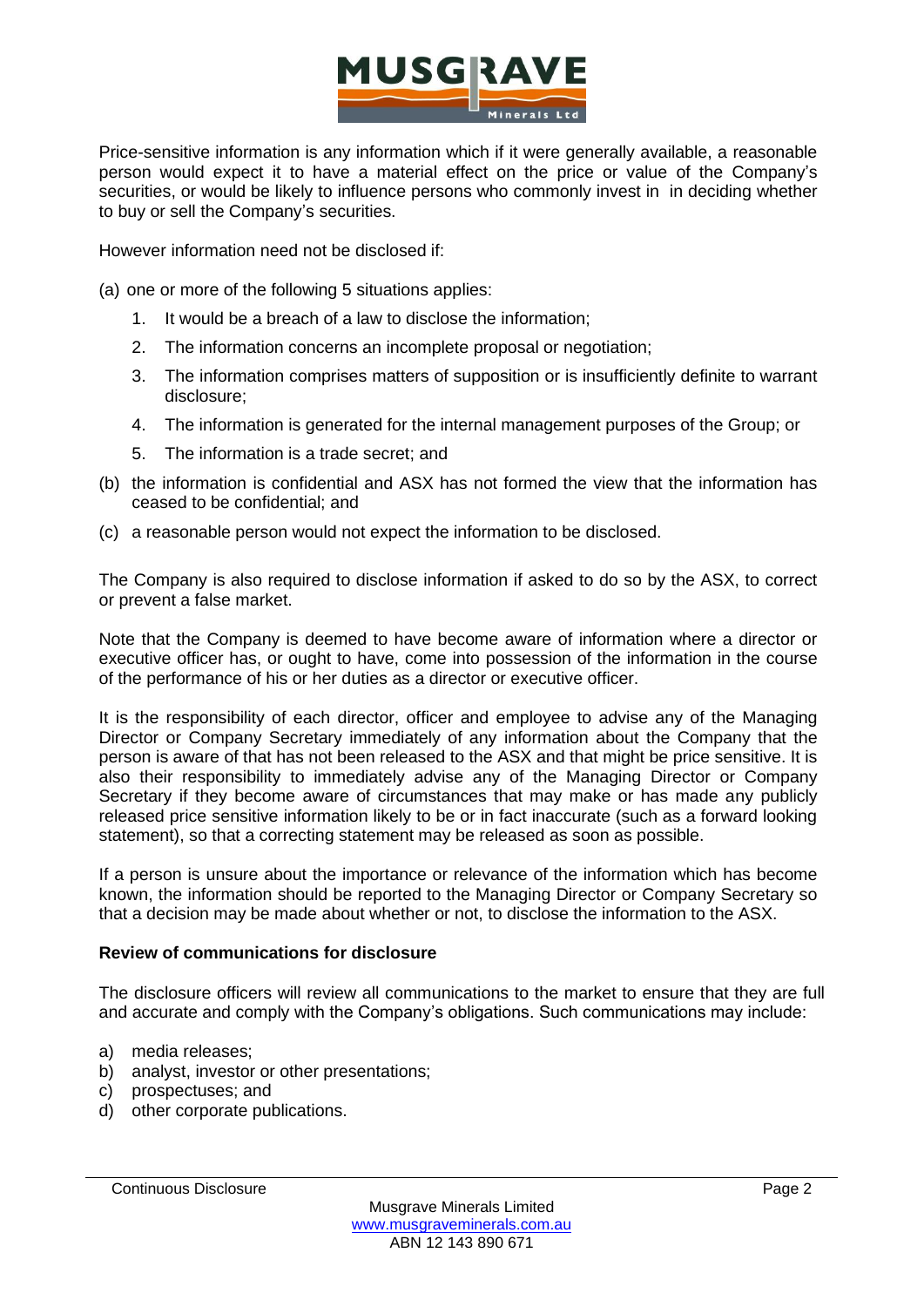Price-sensitive information is any information which if it were generally available, a reasonable person would expect it to have a material effect on the price or value of the Company's securities, or would be likely to influence persons who commonly invest in in deciding whether to buy or sell the Company's securities.

However information need not be disclosed if:

(a) one or more of the following 5 situations applies:

1. It would be a breach of a law to disclose the information;
2. The information concerns an incomplete proposal or negotiation;
3. The information comprises matters of supposition or is insufficiently definite to warrant disclosure;
4. The information is generated for the internal management purposes of the Group; or
5. The information is a trade secret; and

(b) the information is confidential and ASX has not formed the view that the information has ceased to be confidential; and

(c) a reasonable person would not expect the information to be disclosed.

The Company is also required to disclose information if asked to do so by the ASX, to correct or prevent a false market.

Note that the Company is deemed to have become aware of information where a director or executive officer has, or ought to have, come into possession of the information in the course of the performance of his or her duties as a director or executive officer.

It is the responsibility of each director, officer and employee to advise any of the Managing Director or Company Secretary immediately of any information about the Company that the person is aware of that has not been released to the ASX and that might be price sensitive. It is also their responsibility to immediately advise any of the Managing Director or Company Secretary if they become aware of circumstances that may make or has made any publicly released price sensitive information likely to be or in fact inaccurate (such as a forward looking statement), so that a correcting statement may be released as soon as possible.

If a person is unsure about the importance or relevance of the information which has become known, the information should be reported to the Managing Director or Company Secretary so that a decision may be made about whether or not, to disclose the information to the ASX.

**Review of communications for disclosure**

The disclosure officers will review all communications to the market to ensure that they are full and accurate and comply with the Company's obligations. Such communications may include:

a) media releases;
b) analyst, investor or other presentations;
c) prospectuses; and
d) other corporate publications.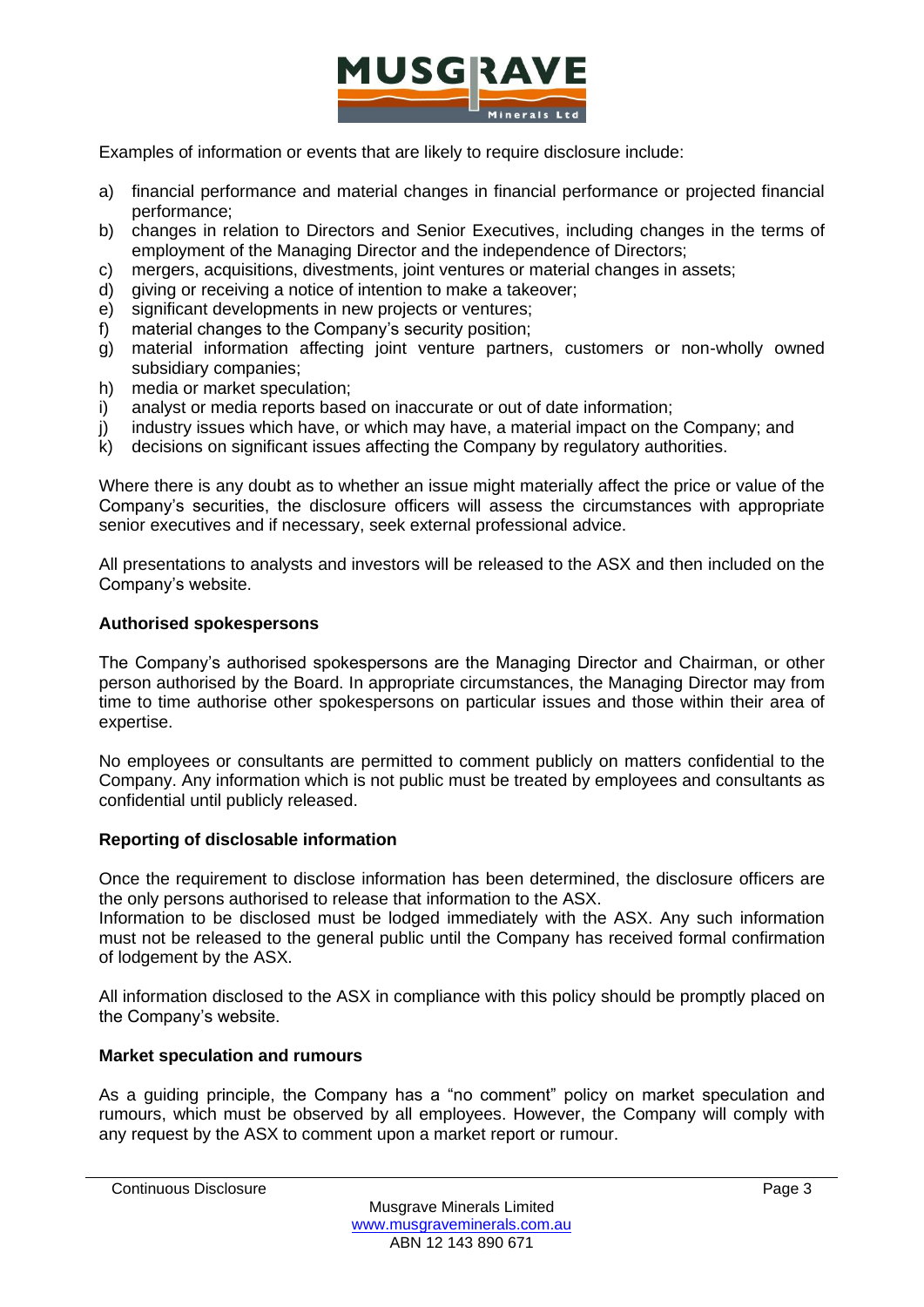Examples of information or events that are likely to require disclosure include:

a) financial performance and material changes in financial performance or projected financial performance;
b) changes in relation to Directors and Senior Executives, including changes in the terms of employment of the Managing Director and the independence of Directors;
c) mergers, acquisitions, divestments, joint ventures or material changes in assets;
d) giving or receiving a notice of intention to make a takeover;
e) significant developments in new projects or ventures;
f) material changes to the Company's security position;
g) material information affecting joint venture partners, customers or non-wholly owned subsidiary companies;
h) media or market speculation;
i) analyst or media reports based on inaccurate or out of date information;
j) industry issues which have, or which may have, a material impact on the Company; and
k) decisions on significant issues affecting the Company by regulatory authorities.

Where there is any doubt as to whether an issue might materially affect the price or value of the Company's securities, the disclosure officers will assess the circumstances with appropriate senior executives and if necessary, seek external professional advice.

All presentations to analysts and investors will be released to the ASX and then included on the Company's website.

**Authorised spokespersons**

The Company's authorised spokespersons are the Managing Director and Chairman, or other person authorised by the Board. In appropriate circumstances, the Managing Director may from time to time authorise other spokespersons on particular issues and those within their area of expertise.

No employees or consultants are permitted to comment publicly on matters confidential to the Company. Any information which is not public must be treated by employees and consultants as confidential until publicly released.

**Reporting of disclosable information**

Once the requirement to disclose information has been determined, the disclosure officers are the only persons authorised to release that information to the ASX.
Information to be disclosed must be lodged immediately with the ASX. Any such information must not be released to the general public until the Company has received formal confirmation of lodgement by the ASX.

All information disclosed to the ASX in compliance with this policy should be promptly placed on the Company's website.

**Market speculation and rumours**

As a guiding principle, the Company has a "no comment" policy on market speculation and rumours, which must be observed by all employees. However, the Company will comply with any request by the ASX to comment upon a market report or rumour.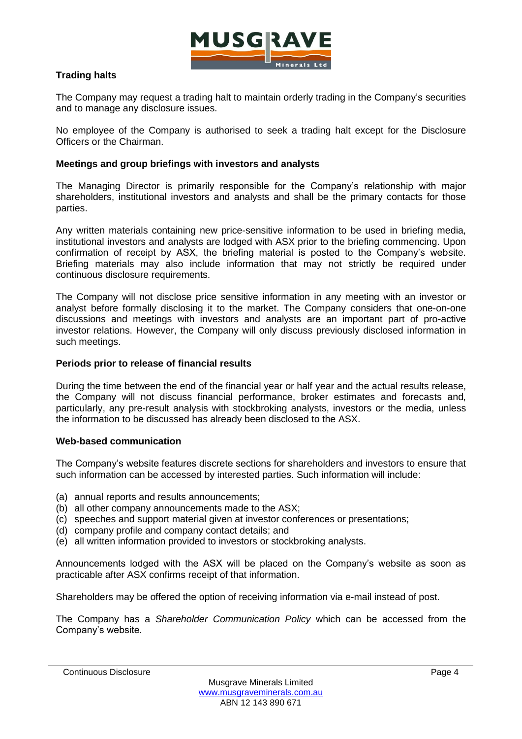**Trading halts**

The Company may request a trading halt to maintain orderly trading in the Company's securities and to manage any disclosure issues.

No employee of the Company is authorised to seek a trading halt except for the Disclosure Officers or the Chairman.

**Meetings and group briefings with investors and analysts**

The Managing Director is primarily responsible for the Company's relationship with major shareholders, institutional investors and analysts and shall be the primary contacts for those parties.

Any written materials containing new price-sensitive information to be used in briefing media, institutional investors and analysts are lodged with ASX prior to the briefing commencing. Upon confirmation of receipt by ASX, the briefing material is posted to the Company's website. Briefing materials may also include information that may not strictly be required under continuous disclosure requirements.

The Company will not disclose price sensitive information in any meeting with an investor or analyst before formally disclosing it to the market. The Company considers that one-on-one discussions and meetings with investors and analysts are an important part of pro-active investor relations. However, the Company will only discuss previously disclosed information in such meetings.

**Periods prior to release of financial results**

During the time between the end of the financial year or half year and the actual results release, the Company will not discuss financial performance, broker estimates and forecasts and, particularly, any pre-result analysis with stockbroking analysts, investors or the media, unless the information to be discussed has already been disclosed to the ASX.

**Web-based communication**

The Company's website features discrete sections for shareholders and investors to ensure that such information can be accessed by interested parties. Such information will include:

(a) annual reports and results announcements;
(b) all other company announcements made to the ASX;
(c) speeches and support material given at investor conferences or presentations;
(d) company profile and company contact details; and
(e) all written information provided to investors or stockbroking analysts.

Announcements lodged with the ASX will be placed on the Company's website as soon as practicable after ASX confirms receipt of that information.

Shareholders may be offered the option of receiving information via e-mail instead of post.

The Company has a *Shareholder Communication Policy* which can be accessed from the Company's website.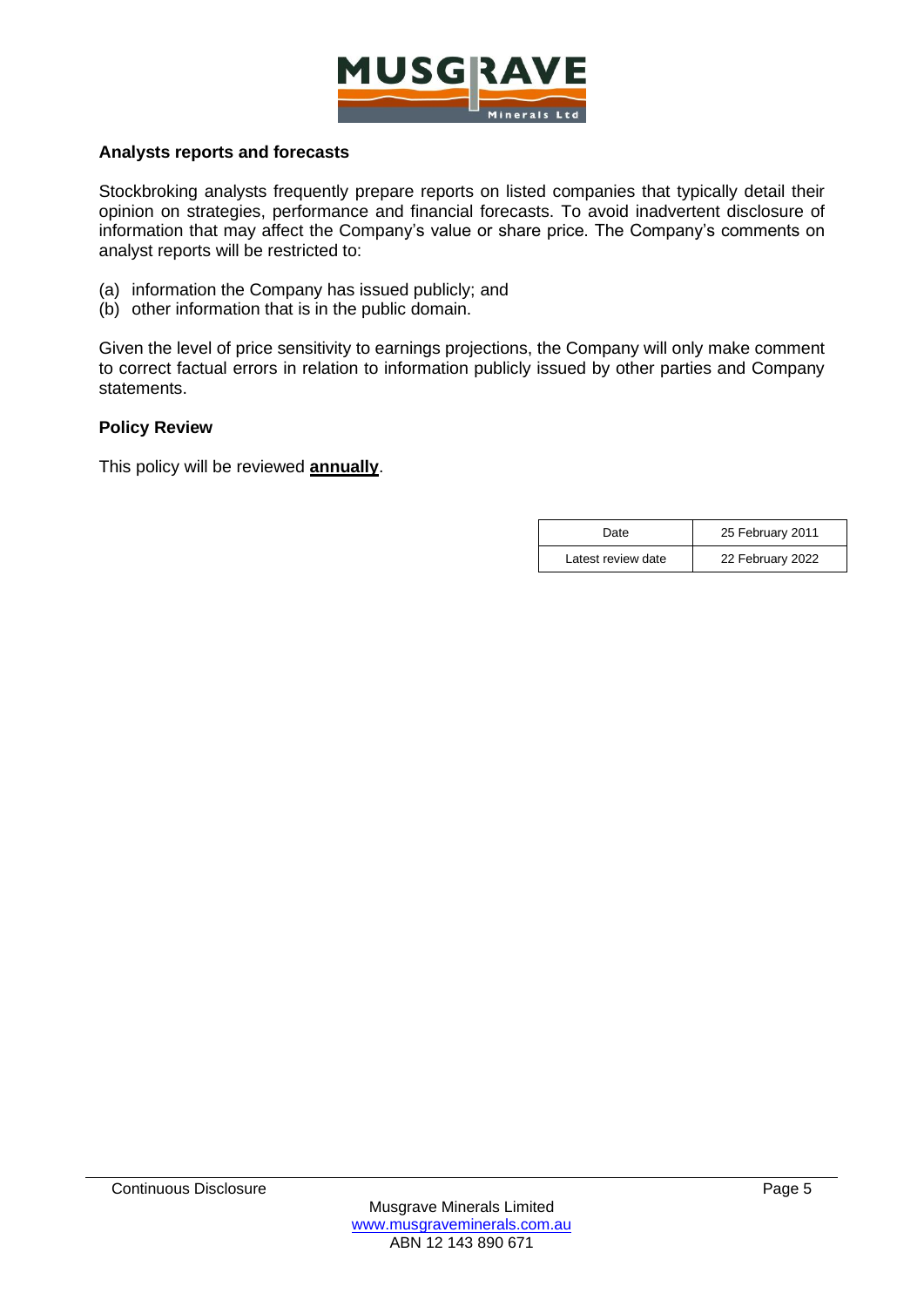## Analysts reports and forecasts

Stockbroking analysts frequently prepare reports on listed companies that typically detail their opinion on strategies, performance and financial forecasts. To avoid inadvertent disclosure of information that may affect the Company's value or share price. The Company's comments on analyst reports will be restricted to:

(a) information the Company has issued publicly; and
(b) other information that is in the public domain.

Given the level of price sensitivity to earnings projections, the Company will only make comment to correct factual errors in relation to information publicly issued by other parties and Company statements.

## Policy Review

This policy will be reviewed **annually**.

| | |
|---|---|
| Date | 25 February 2011 |
| Latest review date | 22 February 2022 |